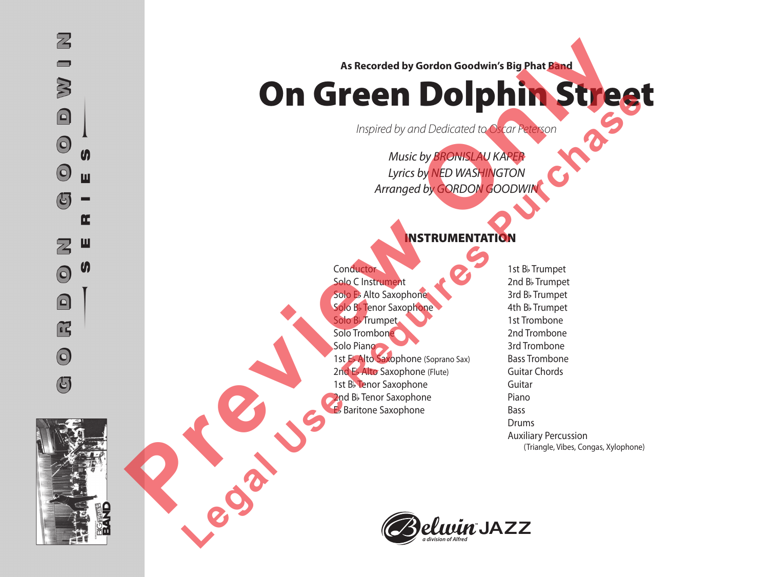As Recorded by Gordon Goodwin's Big Phat Band

# On Green Dolphin Street

*Inspired by and Dedicated to Oscar Peterson*

*Music by BRONISLAU KAPER*
*Lyrics by NED WASHINGTON*
*Arranged by GORDON GOODWIN*

## INSTRUMENTATION

- Conductor
- Solo C Instrument
- Solo E♭ Alto Saxophone
- Solo B♭ Tenor Saxophone
- Solo B♭ Trumpet
- Solo Trombone
- Solo Piano
- 1st E♭ Alto Saxophone (Soprano Sax)
- 2nd E♭ Alto Saxophone (Flute)
- 1st B♭ Tenor Saxophone
- 2nd B♭ Tenor Saxophone
- E♭ Baritone Saxophone
- 1st B♭ Trumpet
- 2nd B♭ Trumpet
- 3rd B♭ Trumpet
- 4th B♭ Trumpet
- 1st Trombone
- 2nd Trombone
- 3rd Trombone
- Bass Trombone
- Guitar Chords
- Guitar
- Piano
- Bass
- Drums
- Auxiliary Percussion
  (Triangle, Vibes, Congas, Xylophone)

GORDON GOODWIN SERIES

Belwin JAZZ
a division of Alfred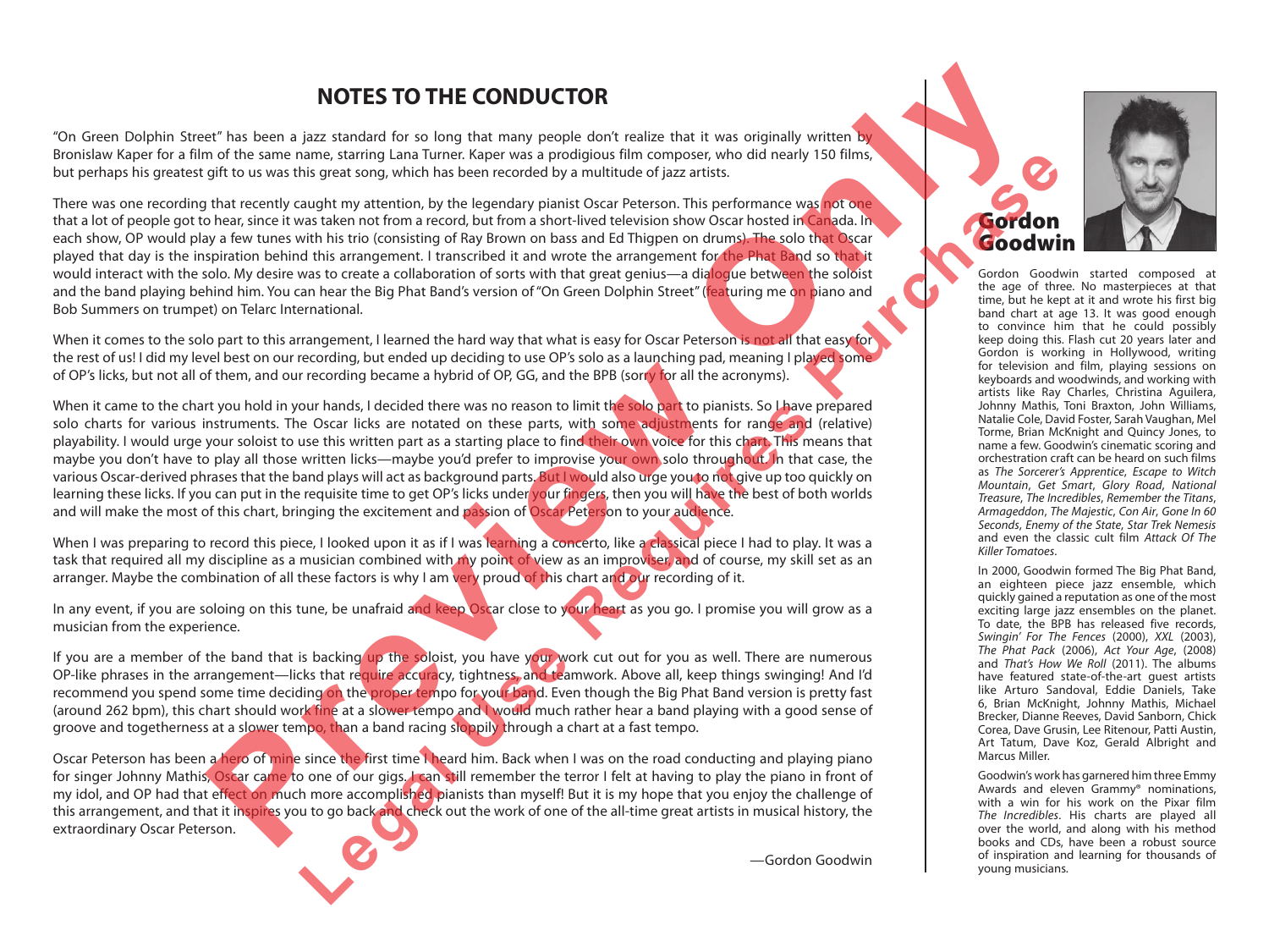# NOTES TO THE CONDUCTOR

"On Green Dolphin Street" has been a jazz standard for so long that many people don't realize that it was originally written by Bronislaw Kaper for a film of the same name, starring Lana Turner. Kaper was a prodigious film composer, who did nearly 150 films, but perhaps his greatest gift to us was this great song, which has been recorded by a multitude of jazz artists.

There was one recording that recently caught my attention, by the legendary pianist Oscar Peterson. This performance was not one that a lot of people got to hear, since it was taken not from a record, but from a short-lived television show Oscar hosted in Canada. In each show, OP would play a few tunes with his trio (consisting of Ray Brown on bass and Ed Thigpen on drums). The solo that Oscar played that day is the inspiration behind this arrangement. I transcribed it and wrote the arrangement for the Phat Band so that it would interact with the solo. My desire was to create a collaboration of sorts with that great genius—a dialogue between the soloist and the band playing behind him. You can hear the Big Phat Band's version of "On Green Dolphin Street" (featuring me on piano and Bob Summers on trumpet) on Telarc International.

When it comes to the solo part to this arrangement, I learned the hard way that what is easy for Oscar Peterson is not all that easy for the rest of us! I did my level best on our recording, but ended up deciding to use OP's solo as a launching pad, meaning I played some of OP's licks, but not all of them, and our recording became a hybrid of OP, GG, and the BPB (sorry for all the acronyms).

When it came to the chart you hold in your hands, I decided there was no reason to limit the solo part to pianists. So I have prepared solo charts for various instruments. The Oscar licks are notated on these parts, with some adjustments for range and (relative) playability. I would urge your soloist to use this written part as a starting place to find their own voice for this chart. This means that maybe you don't have to play all those written licks—maybe you'd prefer to improvise your own solo throughout. In that case, the various Oscar-derived phrases that the band plays will act as background parts. But I would also urge you to not give up too quickly on learning these licks. If you can put in the requisite time to get OP's licks under your fingers, then you will have the best of both worlds and will make the most of this chart, bringing the excitement and passion of Oscar Peterson to your audience.

When I was preparing to record this piece, I looked upon it as if I was learning a concerto, like a classical piece I had to play. It was a task that required all my discipline as a musician combined with my point of view as an improviser, and of course, my skill set as an arranger. Maybe the combination of all these factors is why I am very proud of this chart and our recording of it.

In any event, if you are soloing on this tune, be unafraid and keep Oscar close to your heart as you go. I promise you will grow as a musician from the experience.

If you are a member of the band that is backing up the soloist, you have your work cut out for you as well. There are numerous OP-like phrases in the arrangement—licks that require accuracy, tightness, and teamwork. Above all, keep things swinging! And I'd recommend you spend some time deciding on the proper tempo for your band. Even though the Big Phat Band version is pretty fast (around 262 bpm), this chart should work fine at a slower tempo and I would much rather hear a band playing with a good sense of groove and togetherness at a slower tempo, than a band racing sloppily through a chart at a fast tempo.

Oscar Peterson has been a hero of mine since the first time I heard him. Back when I was on the road conducting and playing piano for singer Johnny Mathis, Oscar came to one of our gigs. I can still remember the terror I felt at having to play the piano in front of my idol, and OP had that effect on much more accomplished pianists than myself! But it is my hope that you enjoy the challenge of this arrangement, and that it inspires you to go back and check out the work of one of the all-time great artists in musical history, the extraordinary Oscar Peterson.

—Gordon Goodwin

## Gordon Goodwin

Gordon Goodwin started composed at the age of three. No masterpieces at that time, but he kept at it and wrote his first big band chart at age 13. It was good enough to convince him that he could possibly keep doing this. Flash cut 20 years later and Gordon is working in Hollywood, writing for television and film, playing sessions on keyboards and woodwinds, and working with artists like Ray Charles, Christina Aguilera, Johnny Mathis, Toni Braxton, John Williams, Natalie Cole, David Foster, Sarah Vaughan, Mel Torme, Brian McKnight and Quincy Jones, to name a few. Goodwin's cinematic scoring and orchestration craft can be heard on such films as *The Sorcerer's Apprentice*, *Escape to Witch Mountain*, *Get Smart*, *Glory Road*, *National Treasure*, *The Incredibles*, *Remember the Titans*, *Armageddon*, *The Majestic*, *Con Air*, *Gone In 60 Seconds*, *Enemy of the State*, *Star Trek Nemesis* and even the classic cult film *Attack Of The Killer Tomatoes*.

In 2000, Goodwin formed The Big Phat Band, an eighteen piece jazz ensemble, which quickly gained a reputation as one of the most exciting large jazz ensembles on the planet. To date, the BPB has released five records, *Swingin' For The Fences* (2000), *XXL* (2003), *The Phat Pack* (2006), *Act Your Age*, (2008) and *That's How We Roll* (2011). The albums have featured state-of-the-art guest artists like Arturo Sandoval, Eddie Daniels, Take 6, Brian McKnight, Johnny Mathis, Michael Brecker, Dianne Reeves, David Sanborn, Chick Corea, Dave Grusin, Lee Ritenour, Patti Austin, Art Tatum, Dave Koz, Gerald Albright and Marcus Miller.

Goodwin's work has garnered him three Emmy Awards and eleven Grammy® nominations, with a win for his work on the Pixar film *The Incredibles*. His charts are played all over the world, and along with his method books and CDs, have been a robust source of inspiration and learning for thousands of young musicians.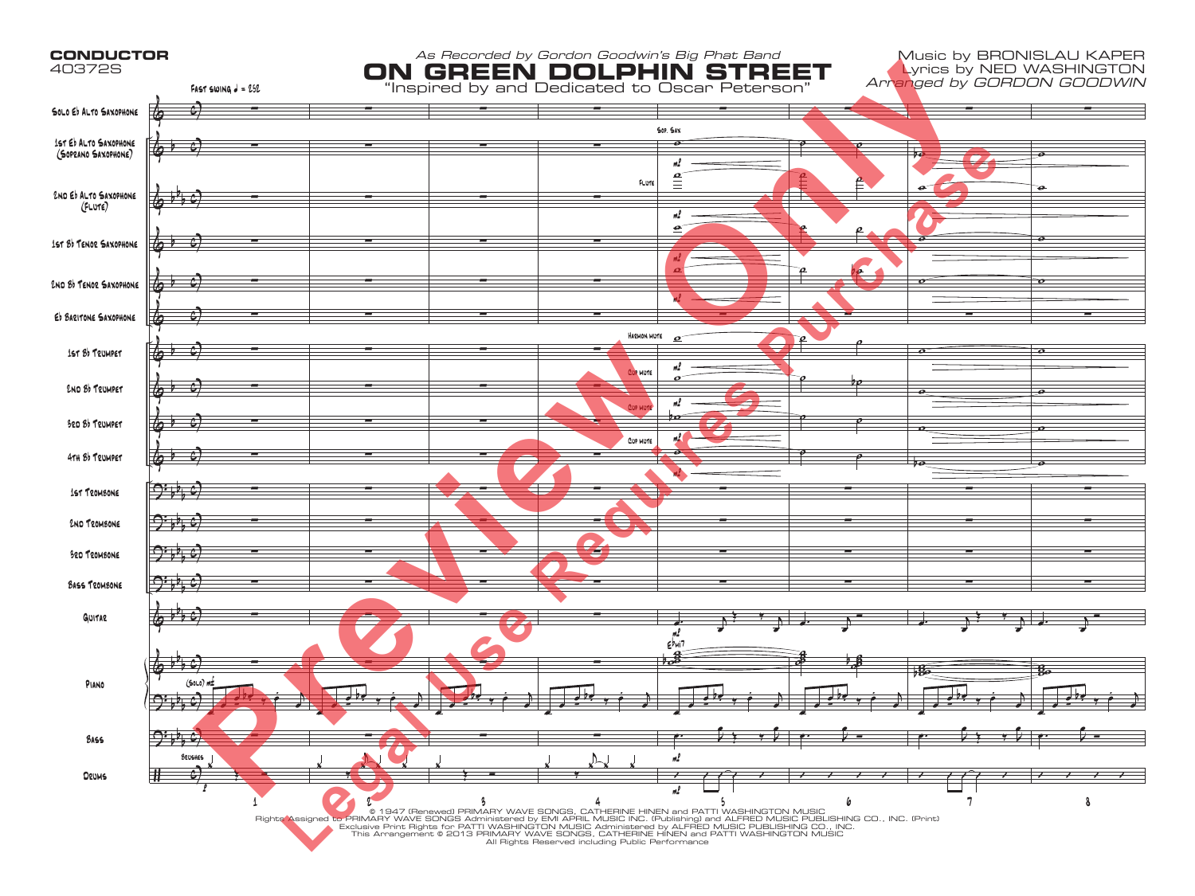**CONDUCTOR**
40372S

*As Recorded by Gordon Goodwin's Big Phat Band*

# ON GREEN DOLPHIN STREET

"Inspired by and Dedicated to Oscar Peterson"

Music by BRONISLAU KAPER
Lyrics by NED WASHINGTON
*Arranged by GORDON GOODWIN*

Fast swing ♩ = 252

Solo E♭ Alto Saxophone
1st E♭ Alto Saxophone (Soprano Saxophone)
2nd E♭ Alto Saxophone (Flute)
1st B♭ Tenor Saxophone
2nd B♭ Tenor Saxophone
E♭ Baritone Saxophone
1st B♭ Trumpet
2nd B♭ Trumpet
3rd B♭ Trumpet
4th B♭ Trumpet
1st Trombone
2nd Trombone
3rd Trombone
Bass Trombone
Guitar
Piano
Bass
Drums

Sop. Sax
Flute
Harmon Mute
Cup Mute
(Solo) mf
E♭mi7
Brushes

© 1947 (Renewed) PRIMARY WAVE SONGS, CATHERINE HINEN and PATTI WASHINGTON MUSIC
Rights Assigned to PRIMARY WAVE SONGS Administered by EMI APRIL MUSIC INC. (Publishing) and ALFRED MUSIC PUBLISHING CO., INC. (Print)
Exclusive Print Rights for PATTI WASHINGTON MUSIC Administered by ALFRED MUSIC PUBLISHING CO., INC.
This Arrangement © 2013 PRIMARY WAVE SONGS, CATHERINE HINEN and PATTI WASHINGTON MUSIC
All Rights Reserved including Public Performance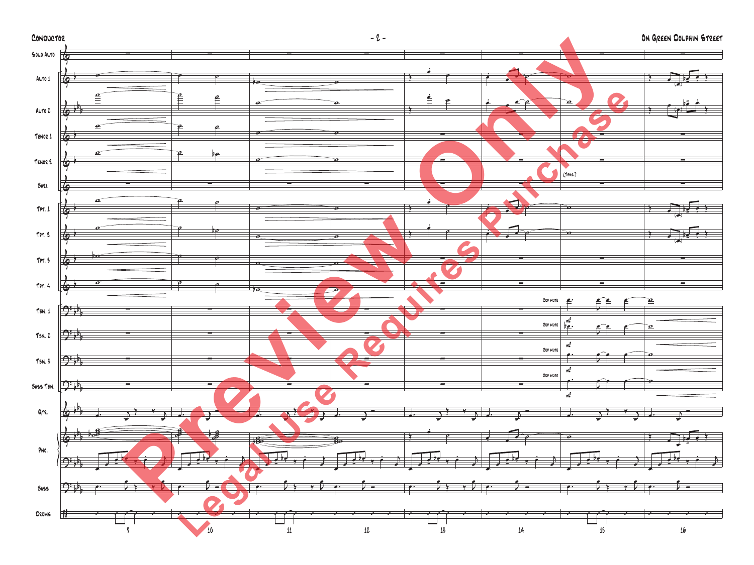Solo Alto

Alto 1

Alto 2

Tenor 1

Tenor 2

Bari.

Tpt. 1

Tpt. 2

Tpt. 3

Tpt. 4

Tbn. 1

Tbn. 2

Tbn. 3

Bass Tbn.

Gtr.

Pno.

Bass

Drums

(Tbns.)

Cup mute

mf

9 10 11 12 13 14 15 16

Preview Only

Legal Use Requires Purchase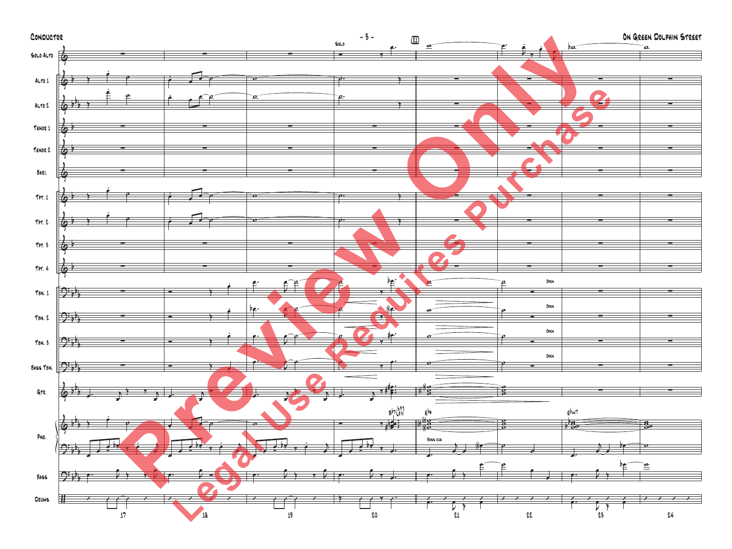Conductor

On Green Dolphin Street

Solo Alto
Alto 1
Alto 2
Tenor 1
Tenor 2
Bari.
Tpt. 1
Tpt. 2
Tpt. 3
Tpt. 4
Tbn. 1
Tbn. 2
Tbn. 3
Bass Tbn.
Gtr.
Pno.
Bass
Drums

Solo

21

Open

B♭7(♭9/♯5)

E♭6

Bass cue

E♭mi7

17 18 19 20 21 22 23 24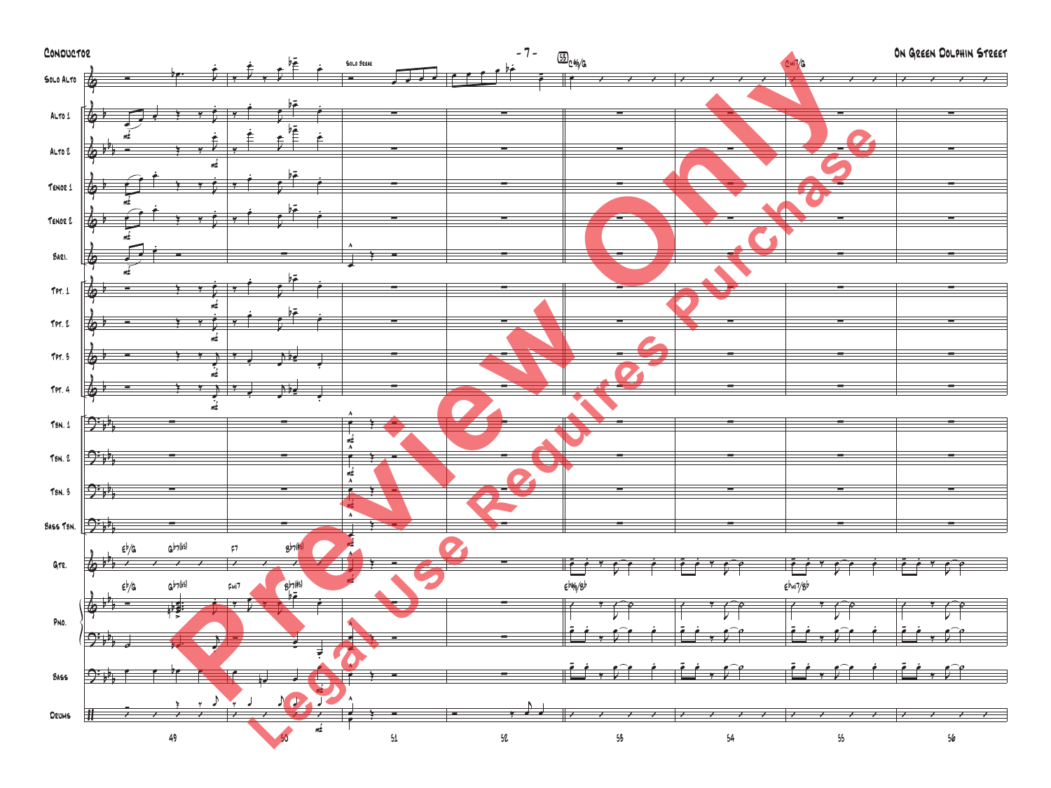Conductor

On Green Dolphin Street

Solo Alto

Alto 1

Alto 2

Tenor 1

Tenor 2

Bari.

Tpt. 1

Tpt. 2

Tpt. 3

Tpt. 4

Tbn. 1

Tbn. 2

Tbn. 3

Bass Tbn.

Gtr.

Pno.

Bass

Drums

Solo Break

53

C6/9/G

Cmi7/G

E♭/G

G♭7(♭5)

F7

B♭7(♯5)

Fmi7

E♭6/9/B♭

E♭mi7/B♭

mf

49 50 51 52 53 54 55 56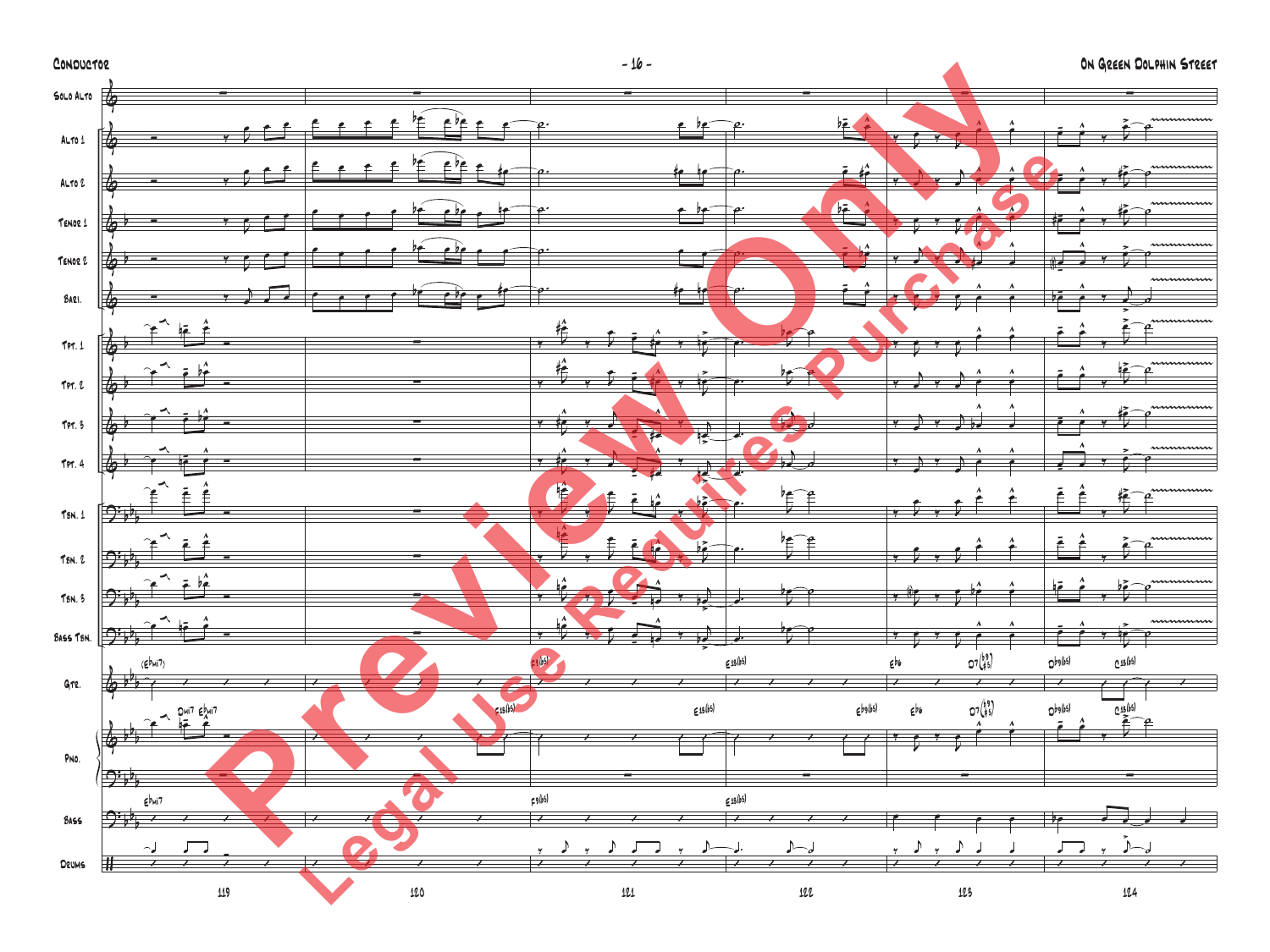Solo Alto

Alto 1

Alto 2

Tenor 1

Tenor 2

Bari.

Tpt. 1

Tpt. 2

Tpt. 3

Tpt. 4

Tbn. 1

Tbn. 2

Tbn. 3

Bass Tbn.

Gtr.

Pno.

Bass

Drums

119 120 121 122 123 124

Preview Only

Legal Use Requires Purchase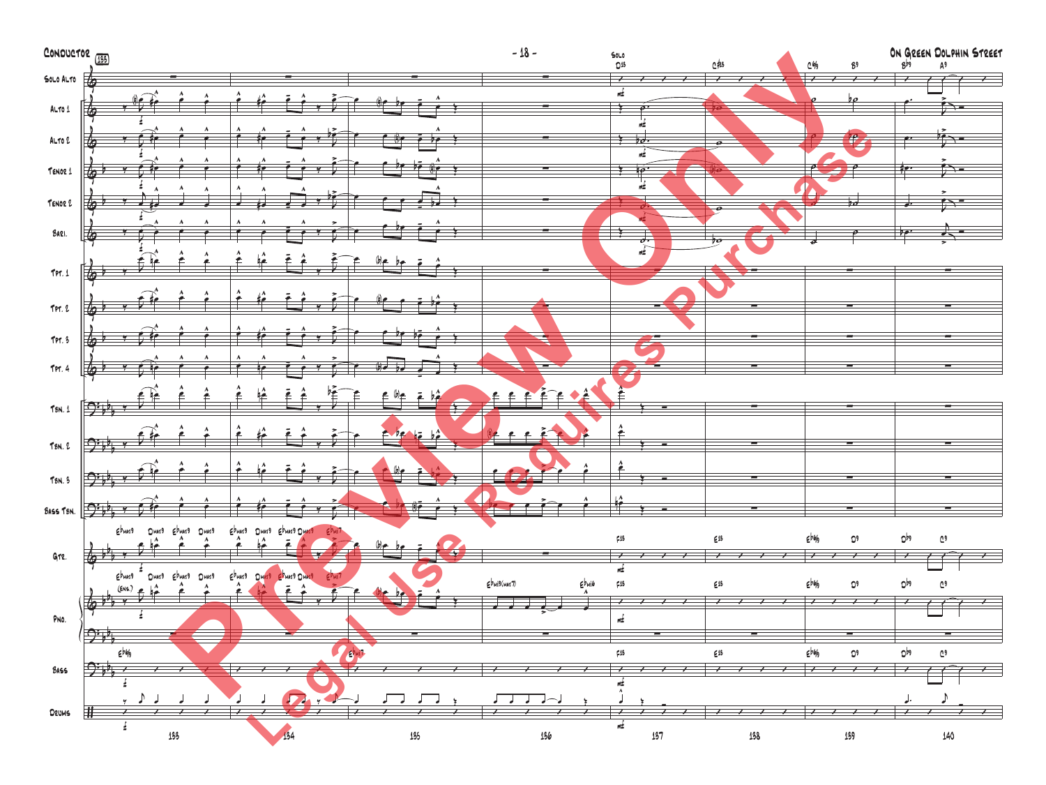Conductor

On Green Dolphin Street

Preview Only

Legal Use Requires Purchase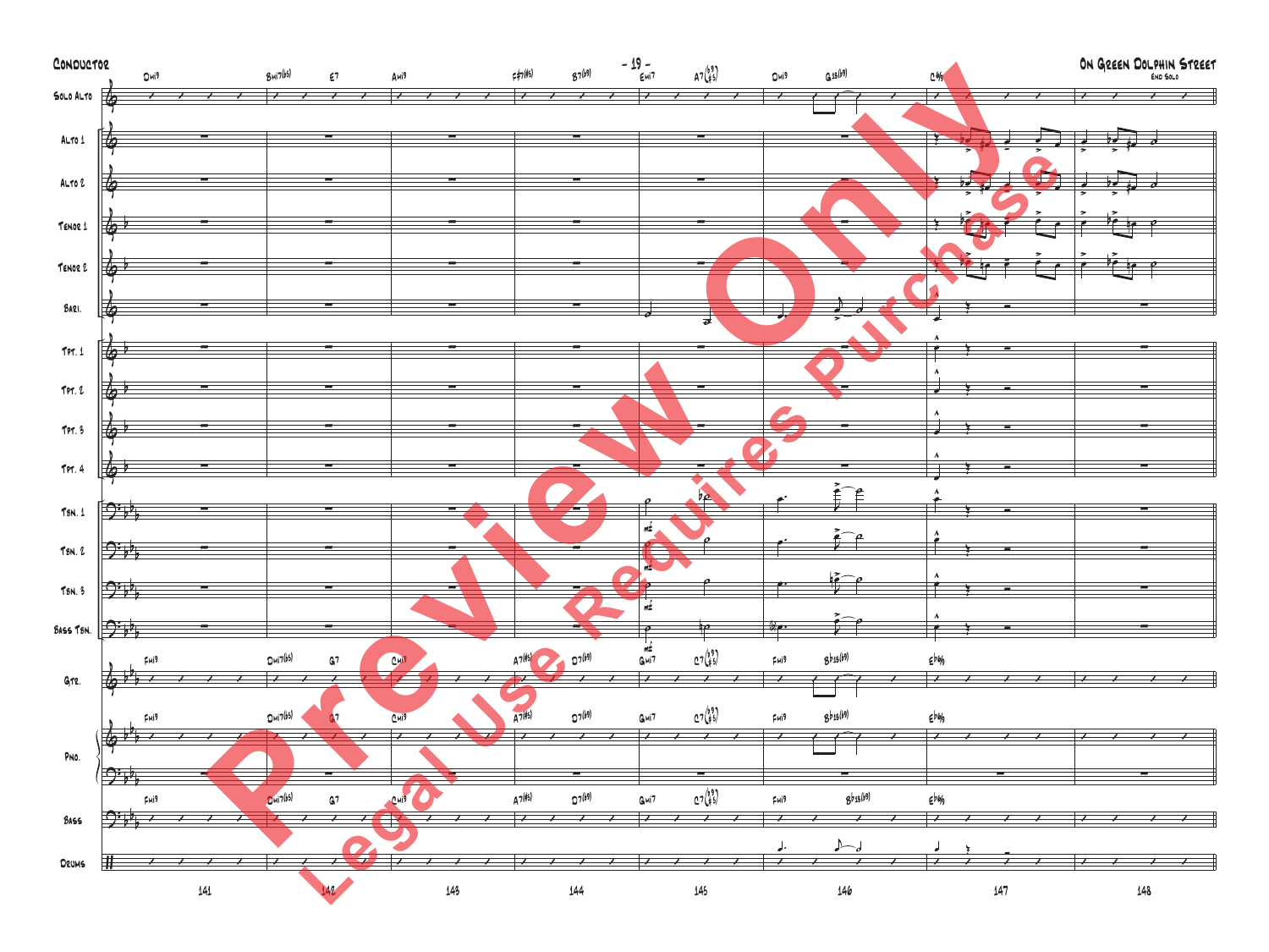Conductor

On Green Dolphin Street

End Solo

Solo Alto

Alto 1

Alto 2

Tenor 1

Tenor 2

Bari.

Tpt. 1

Tpt. 2

Tpt. 3

Tpt. 4

Tbn. 1

Tbn. 2

Tbn. 3

Bass Tbn.

Gtr.

Pno.

Bass

Drums

Preview Only

Legal Use Requires Purchase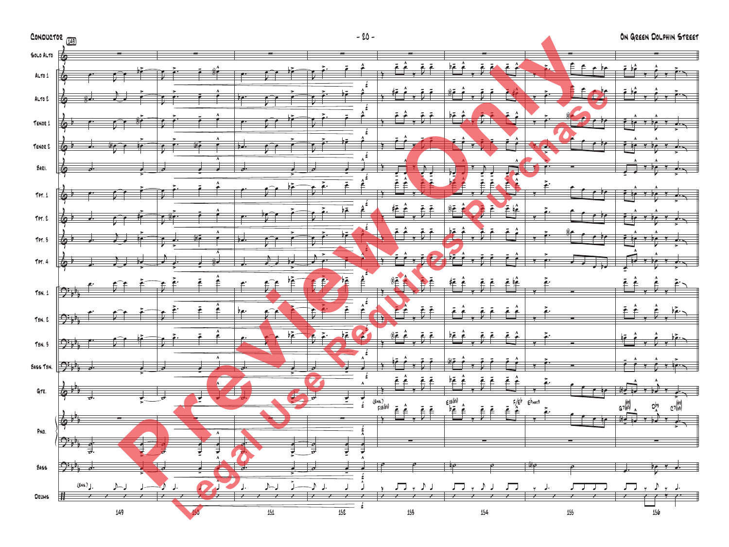Conductor

149

On Green Dolphin Street

Solo Alto

Alto 1

Alto 2

Tenor 1

Tenor 2

Bari.

Tpt. 1

Tpt. 2

Tpt. 3

Tpt. 4

Tbn. 1

Tbn. 2

Tbn. 3

Bass Tbn.

Gtr.

Pno.

Bass

Drums

(Ens.)

(Ens.) F13(b5) E13(b5) F/Cb Ebmaj9 G7(#9 b5) Db9 C7(#9 b5)

Preview Only

Legal Use Requires Purchase

149 150 151 152 153 154 155 156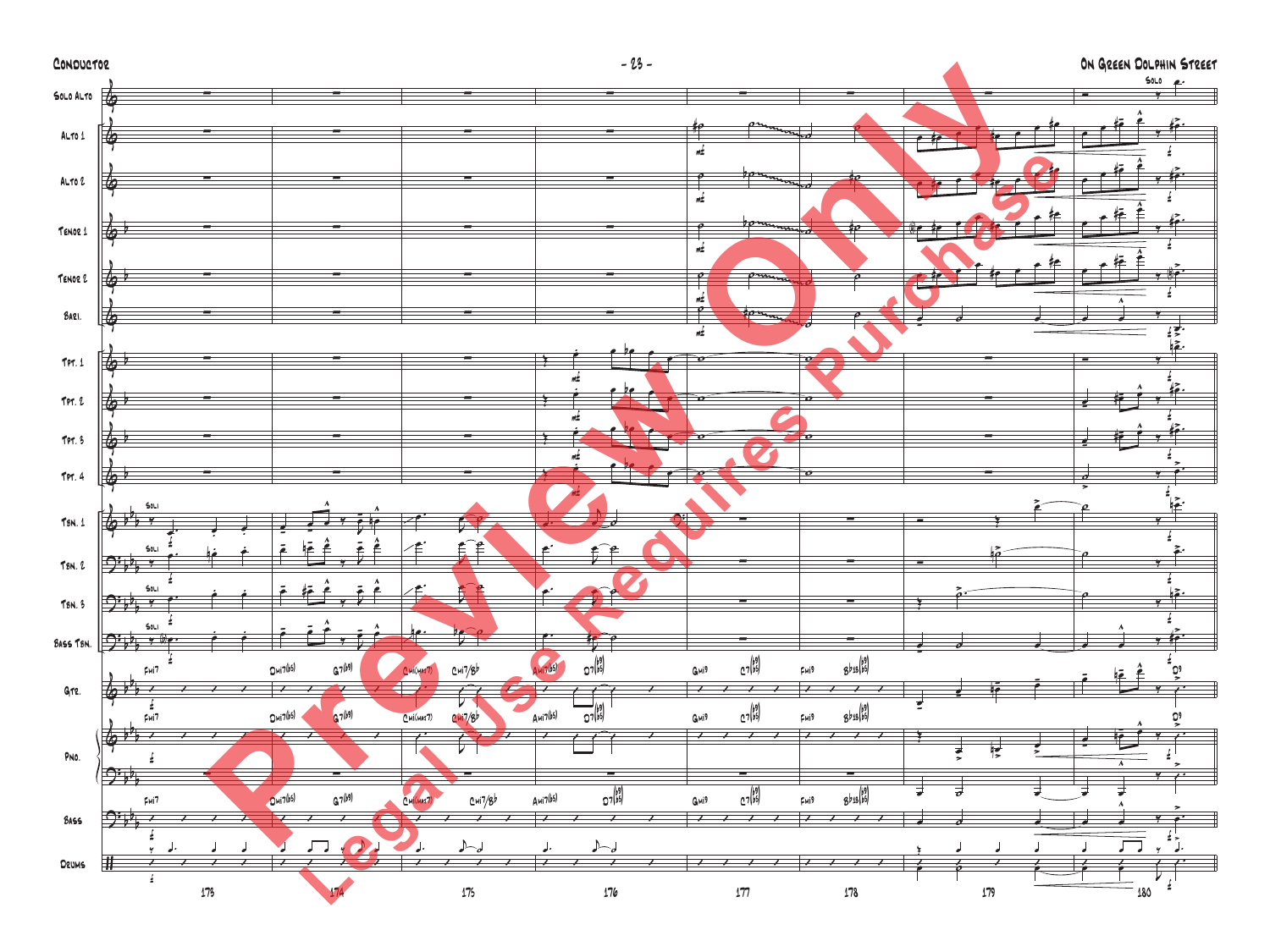Preview Only

Legal Use Requires Purchase

Solo Alto — Solo
Alto 1
Alto 2
Tenor 1
Tenor 2
Bari.
Tpt. 1
Tpt. 2
Tpt. 3
Tpt. 4
Tbn. 1 — Soli
Tbn. 2 — Soli
Tbn. 3 — Soli
Bass Tbn. — Soli
Gtr.
Pno.
Bass
Drums

Fmi7 | Dmi7(b5) G7(b9) | Cmi(maj7) Cmi7/Bb | Ami7(b5) D7(b9/b5) | Gmi9 C7(b9/b5) | Fmi9 Bb13(b9/b5) | | D9

173 174 175 176 177 178 179 180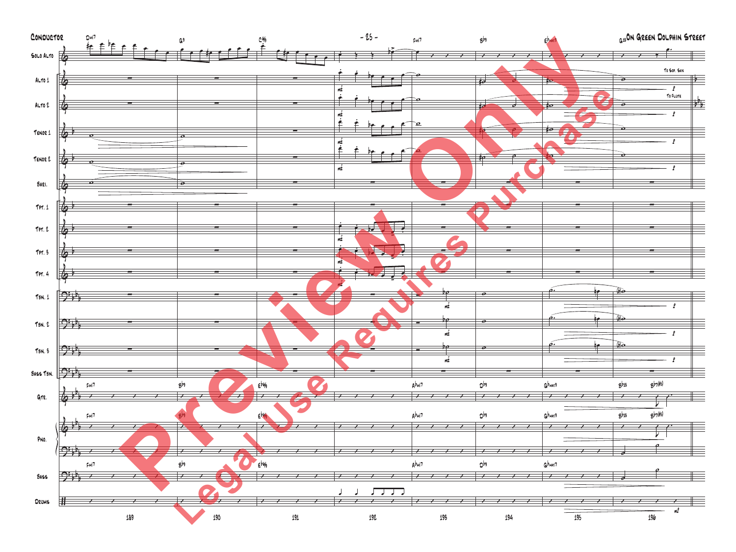CONDUCTOR

ON GREEN DOLPHIN STREET

Preview Only

Legal Use Requires Purchase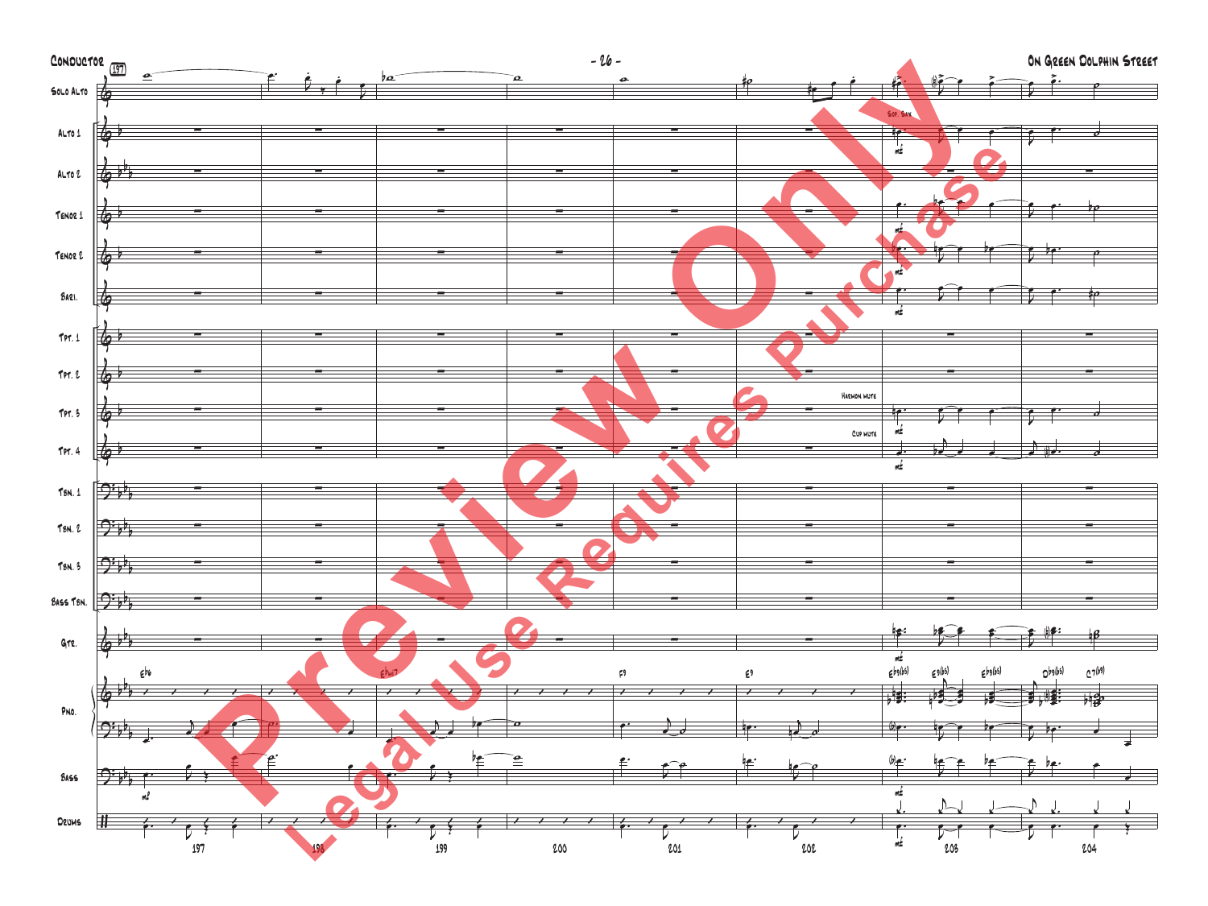Solo Alto

Alto 1 — Sop. Sax — mf

Alto 2

Tenor 1 — mf

Tenor 2 — mf

Bari. — mf

Tpt. 1

Tpt. 2

Tpt. 3 — Harmon mute — mf

Tpt. 4 — Cup mute — mf

Tbn. 1

Tbn. 2

Tbn. 3

Bass Tbn.

Gtr. — mf

Pno. — E♭6 | E♭maj7 | F9 | E9 | E♭9(♭5) E9(♭5) E♭9(♭5) | D♭9(♭5) C7(♭9)

Bass — mf

Drums — mf

197 198 199 200 201 202 203 204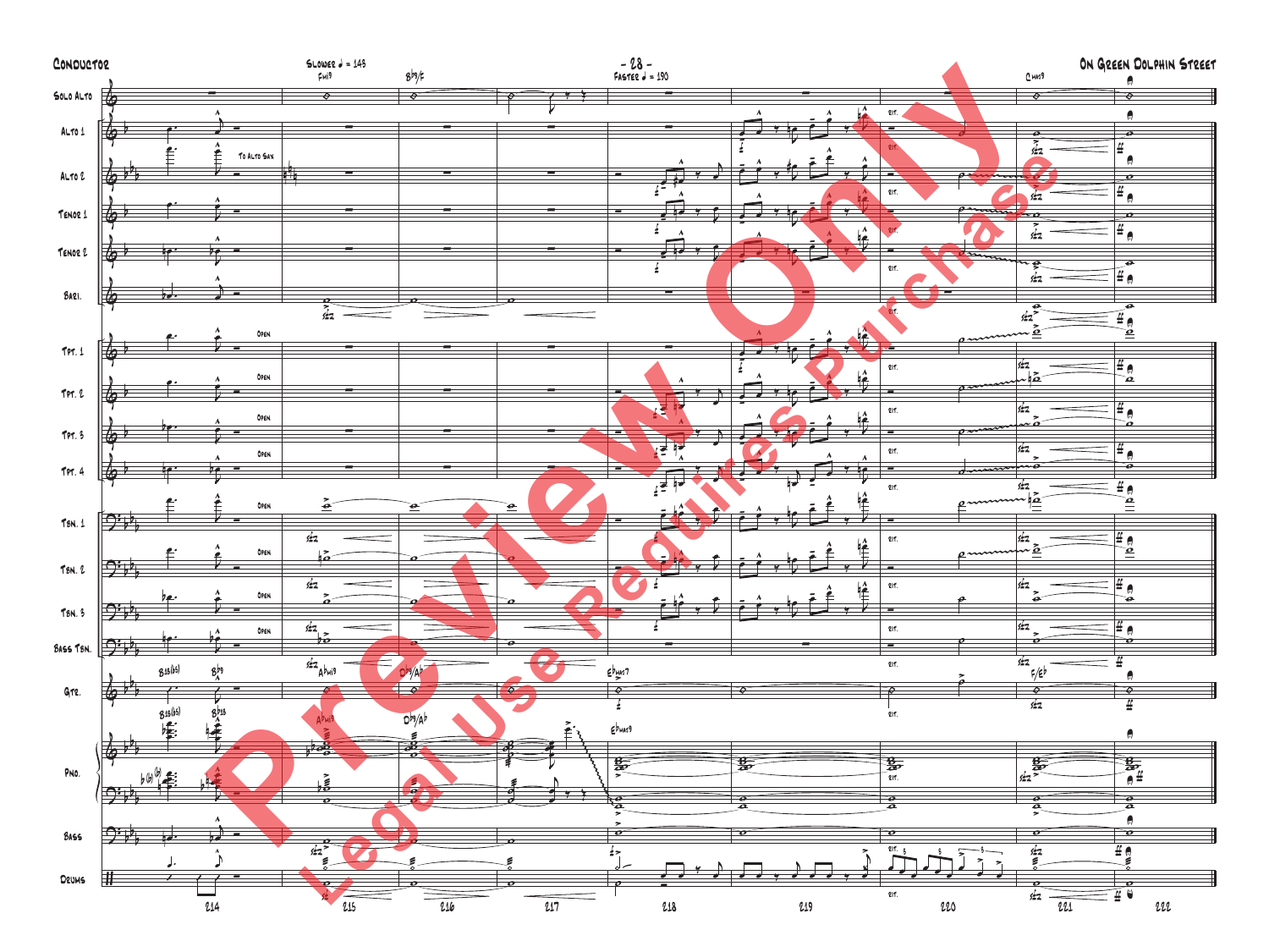Conductor

- 28 -

On Green Dolphin Street

Slower ♩ = 143

Faster ♩ = 190

Solo Alto

Alto 1

Alto 2

Tenor 1

Tenor 2

Bari.

Tpt. 1

Tpt. 2

Tpt. 3

Tpt. 4

Tbn. 1

Tbn. 2

Tbn. 3

Bass Tbn.

Gtr.

Pno.

Bass

Drums

To Alto Sax

Open

Fmi9 B♭9/F Cmaj9

A♭mi9 D♭9/A♭ E♭maj7 C/E♭

A♭mi9 D♭9/A♭ E♭maj9

B13(♭5) B♭9 B♭13

rit.

sfz

214 215 216 217 218 219 220 221 222

Preview Only

Legal Use Requires Purchase